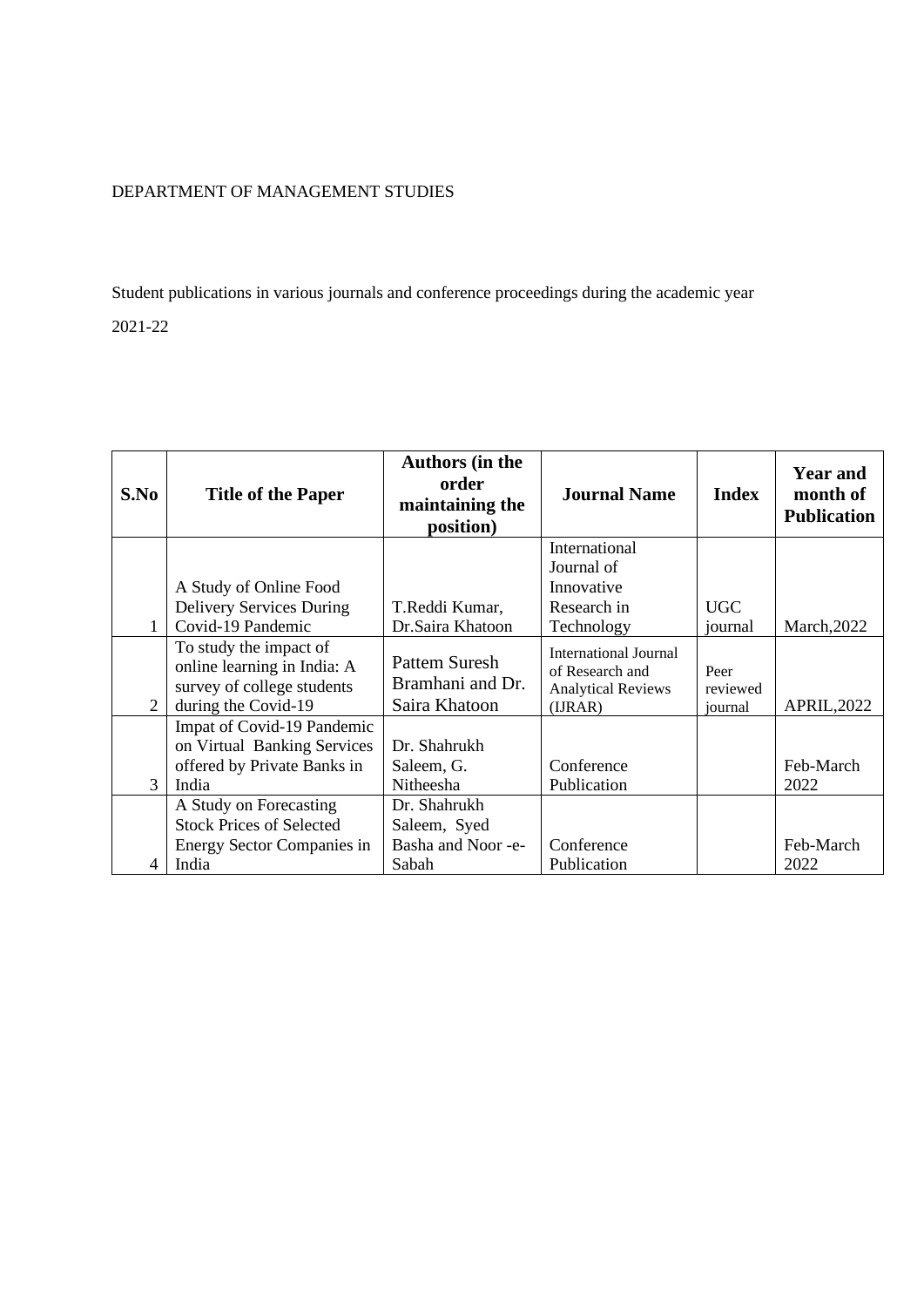DEPARTMENT OF MANAGEMENT STUDIES

Student publications in various journals and conference proceedings during the academic year 2021-22

| S.No | Title of the Paper | Authors (in the order maintaining the position) | Journal Name | Index | Year and month of Publication |
|---|---|---|---|---|---|
| 1 | A Study of Online Food Delivery Services During Covid-19 Pandemic | T.Reddi Kumar, Dr.Saira Khatoon | International Journal of Innovative Research in Technology | UGC journal | March,2022 |
| 2 | To study the impact of online learning in India: A survey of college students during the Covid-19 | Pattem Suresh Bramhani and Dr. Saira Khatoon | International Journal of Research and Analytical Reviews (IJRAR) | Peer reviewed journal | APRIL,2022 |
| 3 | Impat of Covid-19 Pandemic on Virtual Banking Services offered by Private Banks in India | Dr. Shahrukh Saleem, G. Nitheesha | Conference Publication | | Feb-March 2022 |
| 4 | A Study on Forecasting Stock Prices of Selected Energy Sector Companies in India | Dr. Shahrukh Saleem, Syed Basha and Noor -e-Sabah | Conference Publication | | Feb-March 2022 |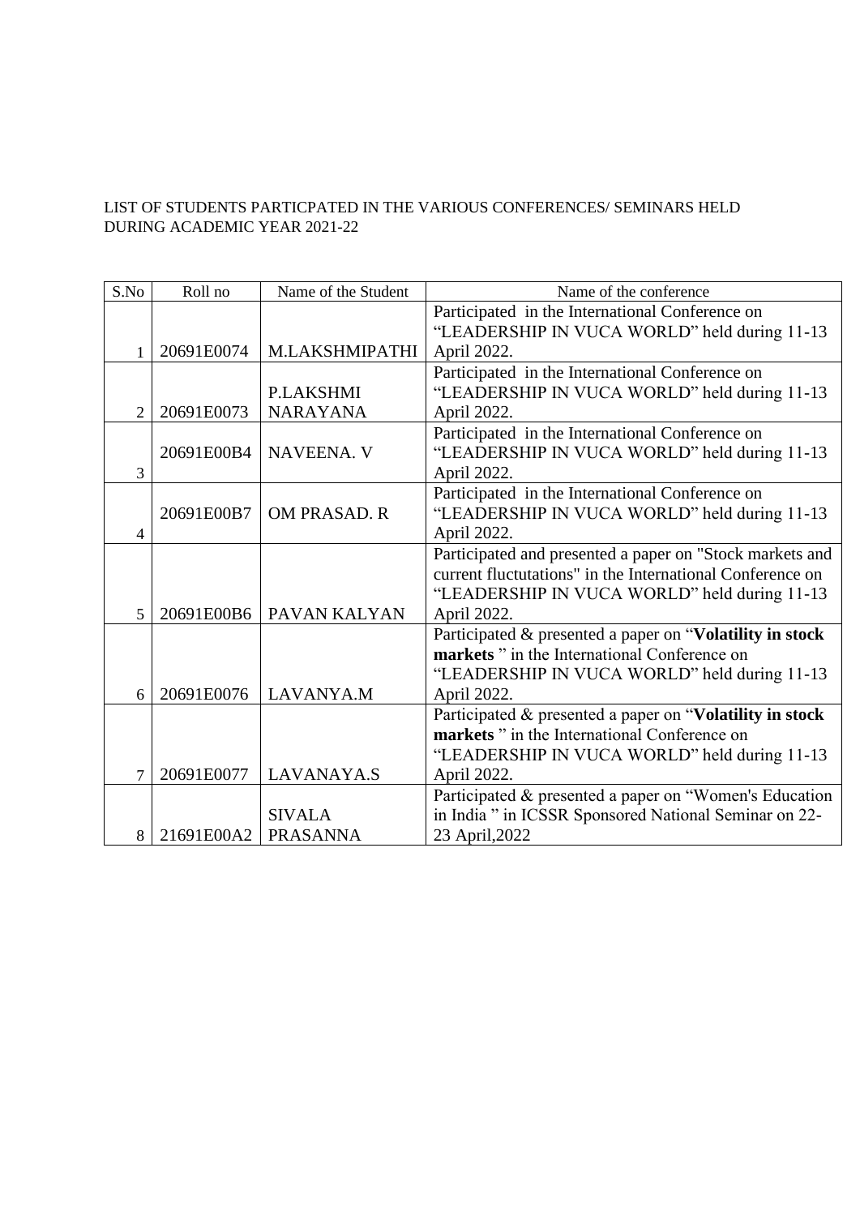LIST OF STUDENTS PARTICPATED IN THE VARIOUS CONFERENCES/ SEMINARS HELD DURING ACADEMIC YEAR 2021-22

| S.No | Roll no | Name of the Student | Name of the conference |
|---|---|---|---|
| 1 | 20691E0074 | M.LAKSHMIPATHI | Participated in the International Conference on "LEADERSHIP IN VUCA WORLD" held during 11-13 April 2022. |
| 2 | 20691E0073 | P.LAKSHMI NARAYANA | Participated in the International Conference on "LEADERSHIP IN VUCA WORLD" held during 11-13 April 2022. |
| 3 | 20691E00B4 | NAVEENA. V | Participated in the International Conference on "LEADERSHIP IN VUCA WORLD" held during 11-13 April 2022. |
| 4 | 20691E00B7 | OM PRASAD. R | Participated in the International Conference on "LEADERSHIP IN VUCA WORLD" held during 11-13 April 2022. |
| 5 | 20691E00B6 | PAVAN KALYAN | Participated and presented a paper on "Stock markets and current fluctutations" in the International Conference on "LEADERSHIP IN VUCA WORLD" held during 11-13 April 2022. |
| 6 | 20691E0076 | LAVANYA.M | Participated & presented a paper on "**Volatility in stock markets** " in the International Conference on "LEADERSHIP IN VUCA WORLD" held during 11-13 April 2022. |
| 7 | 20691E0077 | LAVANAYA.S | Participated & presented a paper on "**Volatility in stock markets** " in the International Conference on "LEADERSHIP IN VUCA WORLD" held during 11-13 April 2022. |
| 8 | 21691E00A2 | SIVALA PRASANNA | Participated & presented a paper on "Women's Education in India " in ICSSR Sponsored National Seminar on 22-23 April,2022 |